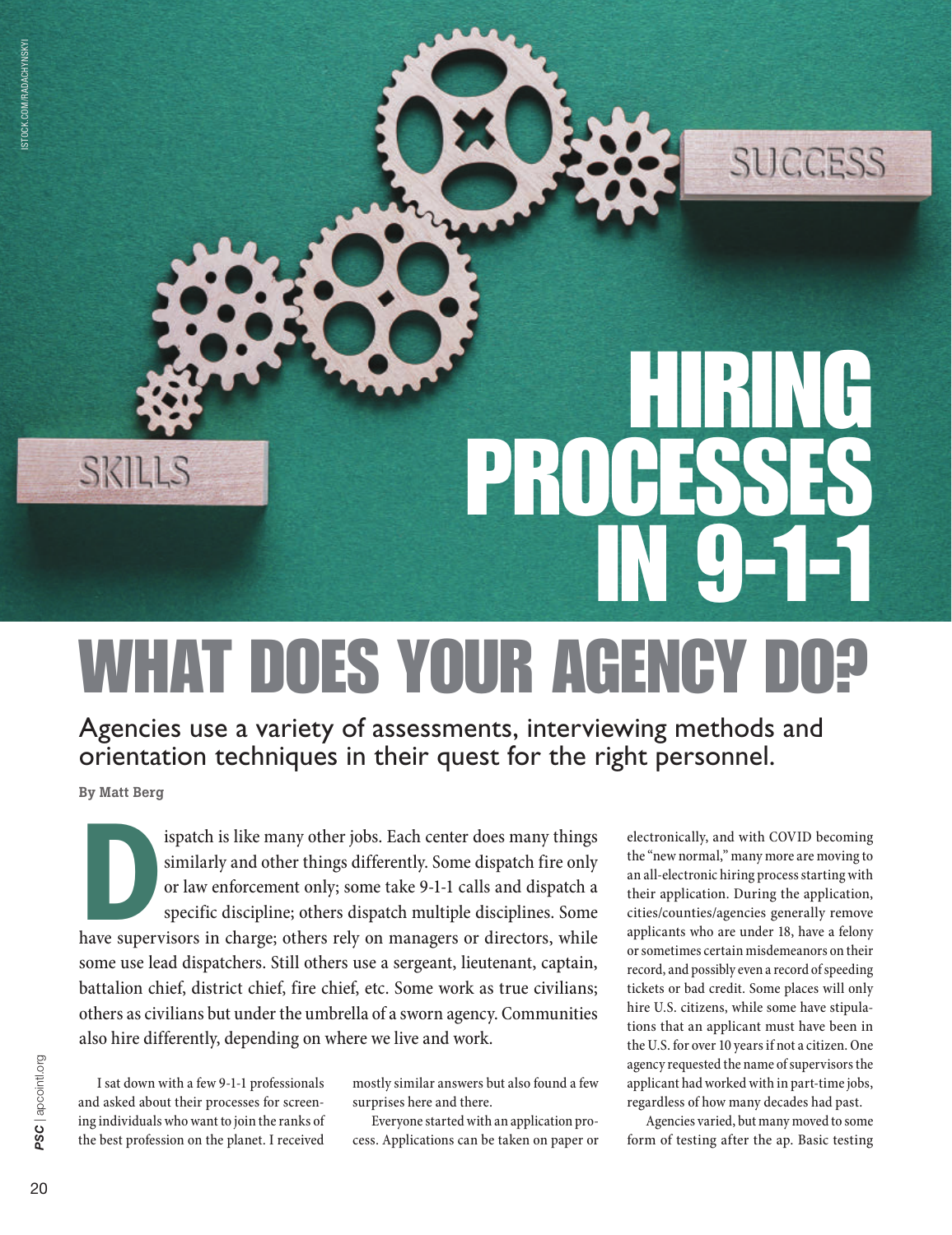# HIRING PROCESSES IN 9-1-1

# WHAT DOES YOUR AGENCY DO?

## Agencies use a variety of assessments, interviewing methods and orientation techniques in their quest for the right personnel.

**By Matt Berg**

Dispatch is like many other jobs. Each center does many things similarly and other things differently. Some dispatch fire only or law enforcement only; some take 9-1-1 calls and dispatch a specific discipline; others dispatch multiple disciplines. Some have supervisors in charge; others rely on managers or directors, while some use lead dispatchers. Still others use a sergeant, lieutenant, captain, battalion chief, district chief, fire chief, etc. Some work as true civilians; others as civilians but under the umbrella of a sworn agency. Communities also hire differently, depending on where we live and work.

I sat down with a few 9-1-1 professionals and asked about their processes for screening individuals who want to join the ranks of the best profession on the planet. I received mostly similar answers but also found a few surprises here and there.

Everyone started with an application process. Applications can be taken on paper or electronically, and with COVID becoming the "new normal," many more are moving to an all-electronic hiring process starting with their application. During the application, cities/counties/agencies generally remove applicants who are under 18, have a felony or sometimes certain misdemeanors on their record, and possibly even a record of speeding tickets or bad credit. Some places will only hire U.S. citizens, while some have stipulations that an applicant must have been in the U.S. for over 10 years if not a citizen. One agency requested the name of supervisors the applicant had worked with in part-time jobs, regardless of how many decades had past.

Agencies varied, but many moved to some form of testing after the ap. Basic testing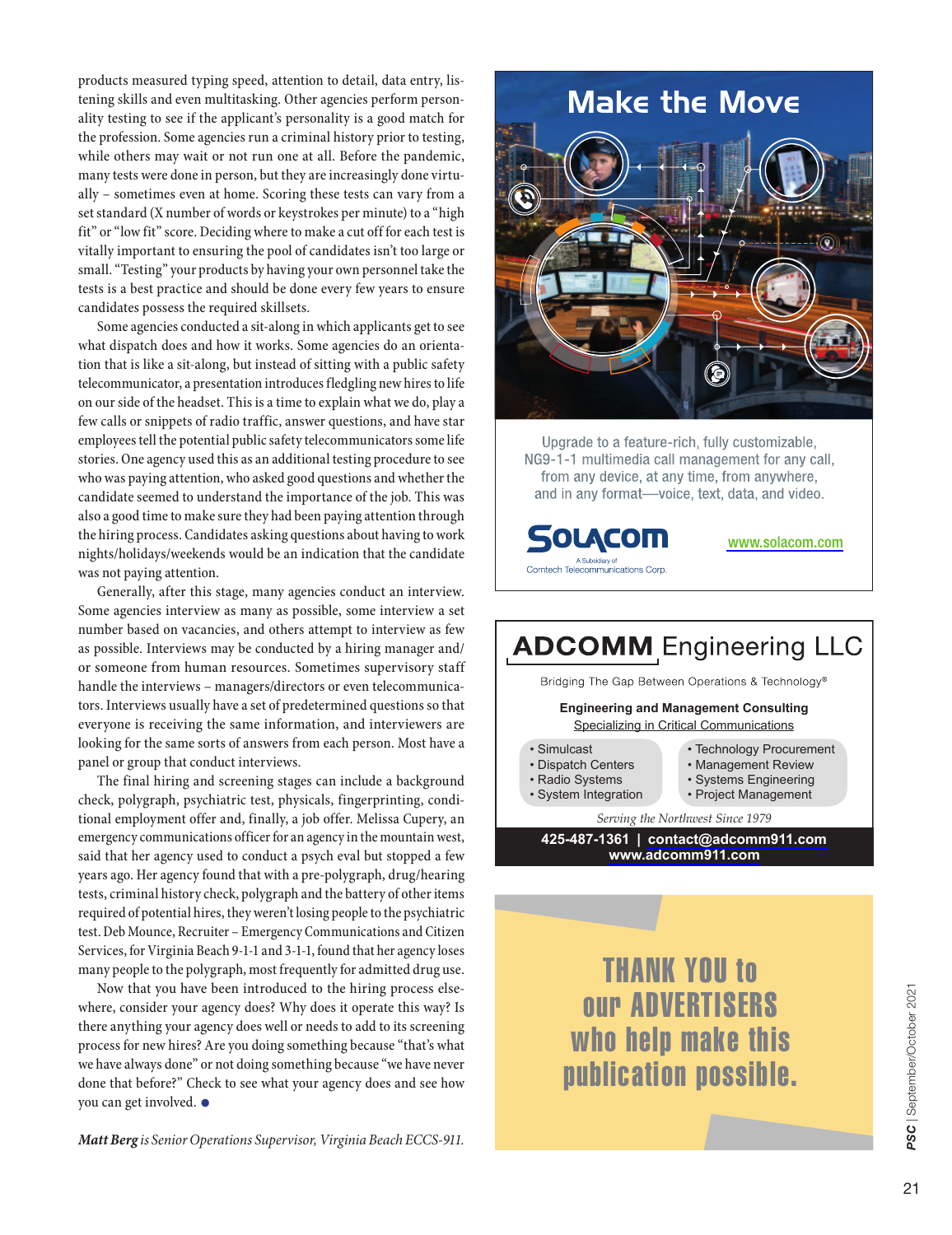products measured typing speed, attention to detail, data entry, listening skills and even multitasking. Other agencies perform personality testing to see if the applicant's personality is a good match for the profession. Some agencies run a criminal history prior to testing, while others may wait or not run one at all. Before the pandemic, many tests were done in person, but they are increasingly done virtually – sometimes even at home. Scoring these tests can vary from a set standard (X number of words or keystrokes per minute) to a "high fit" or "low fit" score. Deciding where to make a cut off for each test is vitally important to ensuring the pool of candidates isn't too large or small. "Testing" your products by having your own personnel take the tests is a best practice and should be done every few years to ensure candidates possess the required skillsets.

Some agencies conducted a sit-along in which applicants get to see what dispatch does and how it works. Some agencies do an orientation that is like a sit-along, but instead of sitting with a public safety telecommunicator, a presentation introduces fledgling new hires to life on our side of the headset. This is a time to explain what we do, play a few calls or snippets of radio traffic, answer questions, and have star employees tell the potential public safety telecommunicators some life stories. One agency used this as an additional testing procedure to see who was paying attention, who asked good questions and whether the candidate seemed to understand the importance of the job. This was also a good time to make sure they had been paying attention through the hiring process. Candidates asking questions about having to work nights/holidays/weekends would be an indication that the candidate was not paying attention.

Generally, after this stage, many agencies conduct an interview. Some agencies interview as many as possible, some interview a set number based on vacancies, and others attempt to interview as few as possible. Interviews may be conducted by a hiring manager and/or someone from human resources. Sometimes supervisory staff handle the interviews – managers/directors or even telecommunicators. Interviews usually have a set of predetermined questions so that everyone is receiving the same information, and interviewers are looking for the same sorts of answers from each person. Most have a panel or group that conduct interviews.

The final hiring and screening stages can include a background check, polygraph, psychiatric test, physicals, fingerprinting, conditional employment offer and, finally, a job offer. Melissa Cupery, an emergency communications officer for an agency in the mountain west, said that her agency used to conduct a psych eval but stopped a few years ago. Her agency found that with a pre-polygraph, drug/hearing tests, criminal history check, polygraph and the battery of other items required of potential hires, they weren't losing people to the psychiatric test. Deb Mounce, Recruiter – Emergency Communications and Citizen Services, for Virginia Beach 9-1-1 and 3-1-1, found that her agency loses many people to the polygraph, most frequently for admitted drug use.

Now that you have been introduced to the hiring process elsewhere, consider your agency does? Why does it operate this way? Is there anything your agency does well or needs to add to its screening process for new hires? Are you doing something because "that's what we have always done" or not doing something because "we have never done that before?" Check to see what your agency does and see how you can get involved. ●

***Matt Berg** is Senior Operations Supervisor, Virginia Beach ECCS-911.*

# Make the Move

Upgrade to a feature-rich, fully customizable, NG9-1-1 multimedia call management for any call, from any device, at any time, from anywhere, and in any format—voice, text, data, and video.

**SOLACOM**
A Subsidiary of Comtech Telecommunications Corp.

www.solacom.com

# ADCOMM Engineering LLC

Bridging The Gap Between Operations & Technology®

**Engineering and Management Consulting**
Specializing in Critical Communications

- Simulcast
- Dispatch Centers
- Radio Systems
- System Integration
- Technology Procurement
- Management Review
- Systems Engineering
- Project Management

*Serving the Northwest Since 1979*

**425-487-1361 | contact@adcomm911.com**
**www.adcomm911.com**

**THANK YOU to our ADVERTISERS who help make this publication possible.**